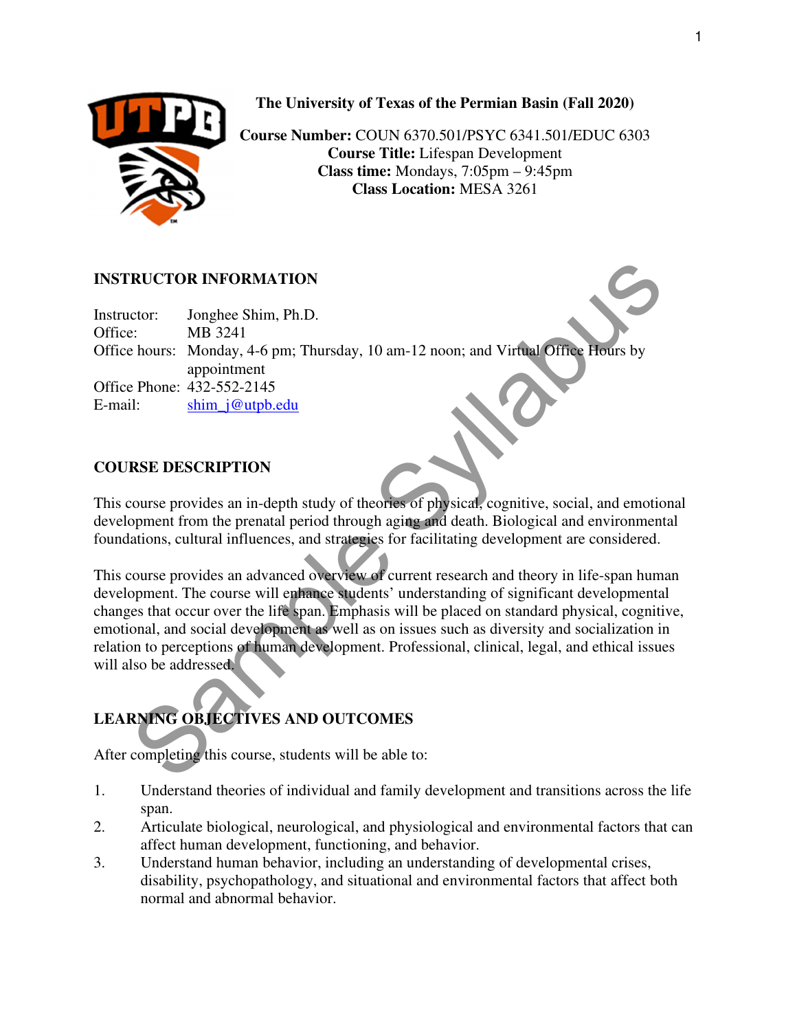**The University of Texas of the Permian Basin (Fall 2020)**

**Course Number:** COUN 6370.501/PSYC 6341.501/EDUC 6303
**Course Title:** Lifespan Development
**Class time:** Mondays, 7:05pm – 9:45pm
**Class Location:** MESA 3261

## INSTRUCTOR INFORMATION

Instructor: Jonghee Shim, Ph.D.
Office: MB 3241
Office hours: Monday, 4-6 pm; Thursday, 10 am-12 noon; and Virtual Office Hours by appointment
Office Phone: 432-552-2145
E-mail: shim_j@utpb.edu

## COURSE DESCRIPTION

This course provides an in-depth study of theories of physical, cognitive, social, and emotional development from the prenatal period through aging and death. Biological and environmental foundations, cultural influences, and strategies for facilitating development are considered.

This course provides an advanced overview of current research and theory in life-span human development. The course will enhance students' understanding of significant developmental changes that occur over the life span. Emphasis will be placed on standard physical, cognitive, emotional, and social development as well as on issues such as diversity and socialization in relation to perceptions of human development. Professional, clinical, legal, and ethical issues will also be addressed.

## LEARNING OBJECTIVES AND OUTCOMES

After completing this course, students will be able to:

1. Understand theories of individual and family development and transitions across the life span.
2. Articulate biological, neurological, and physiological and environmental factors that can affect human development, functioning, and behavior.
3. Understand human behavior, including an understanding of developmental crises, disability, psychopathology, and situational and environmental factors that affect both normal and abnormal behavior.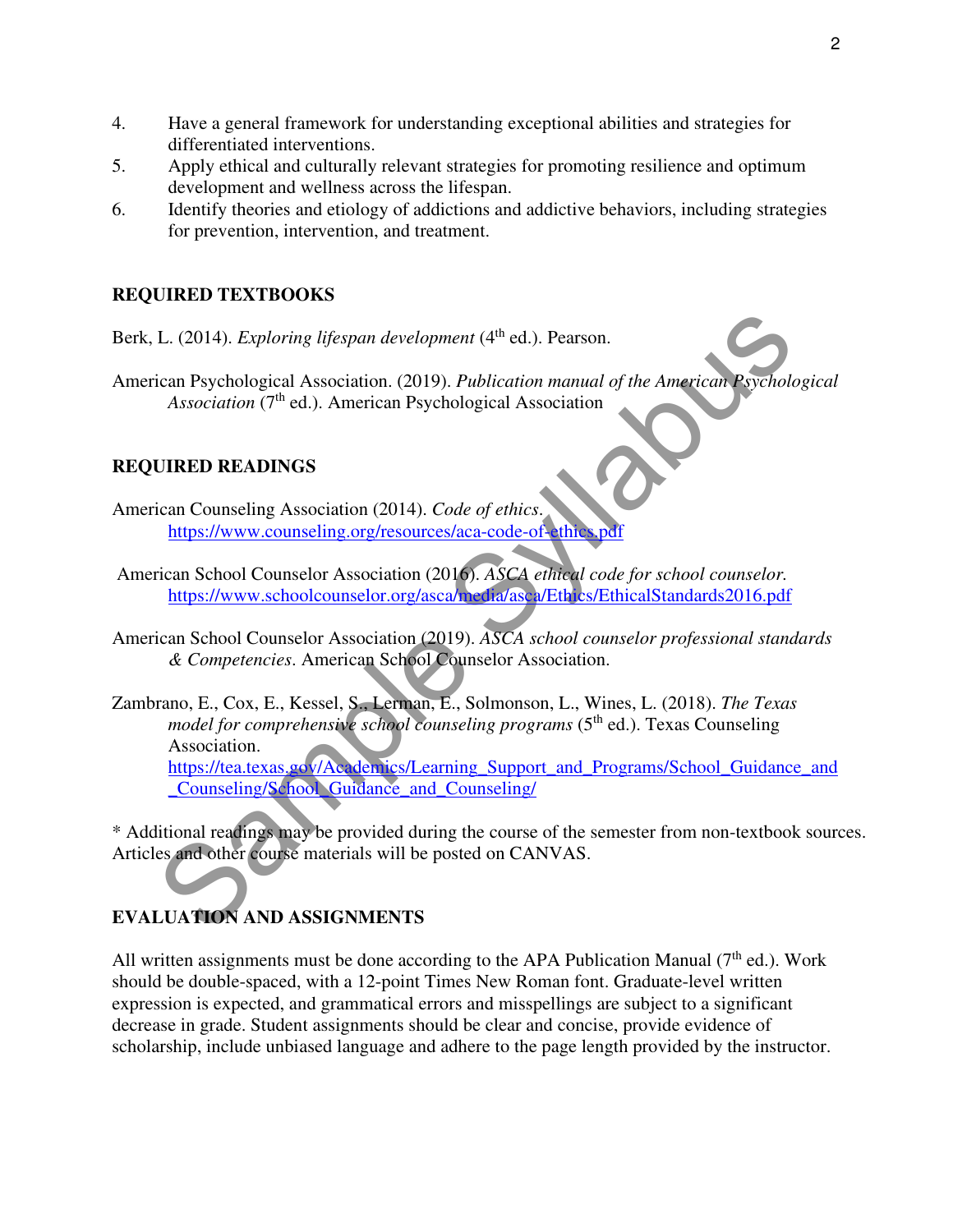4. Have a general framework for understanding exceptional abilities and strategies for differentiated interventions.
5. Apply ethical and culturally relevant strategies for promoting resilience and optimum development and wellness across the lifespan.
6. Identify theories and etiology of addictions and addictive behaviors, including strategies for prevention, intervention, and treatment.

## REQUIRED TEXTBOOKS

Berk, L. (2014). *Exploring lifespan development* (4th ed.). Pearson.

American Psychological Association. (2019). *Publication manual of the American Psychological Association* (7th ed.). American Psychological Association

## REQUIRED READINGS

American Counseling Association (2014). *Code of ethics*. https://www.counseling.org/resources/aca-code-of-ethics.pdf

American School Counselor Association (2016). *ASCA ethical code for school counselor.* https://www.schoolcounselor.org/asca/media/asca/Ethics/EthicalStandards2016.pdf

American School Counselor Association (2019). *ASCA school counselor professional standards & Competencies*. American School Counselor Association.

Zambrano, E., Cox, E., Kessel, S., Lerman, E., Solmonson, L., Wines, L. (2018). *The Texas model for comprehensive school counseling programs* (5th ed.). Texas Counseling Association. https://tea.texas.gov/Academics/Learning_Support_and_Programs/School_Guidance_and_Counseling/School_Guidance_and_Counseling/

* Additional readings may be provided during the course of the semester from non-textbook sources. Articles and other course materials will be posted on CANVAS.

## EVALUATION AND ASSIGNMENTS

All written assignments must be done according to the APA Publication Manual (7th ed.). Work should be double-spaced, with a 12-point Times New Roman font. Graduate-level written expression is expected, and grammatical errors and misspellings are subject to a significant decrease in grade. Student assignments should be clear and concise, provide evidence of scholarship, include unbiased language and adhere to the page length provided by the instructor.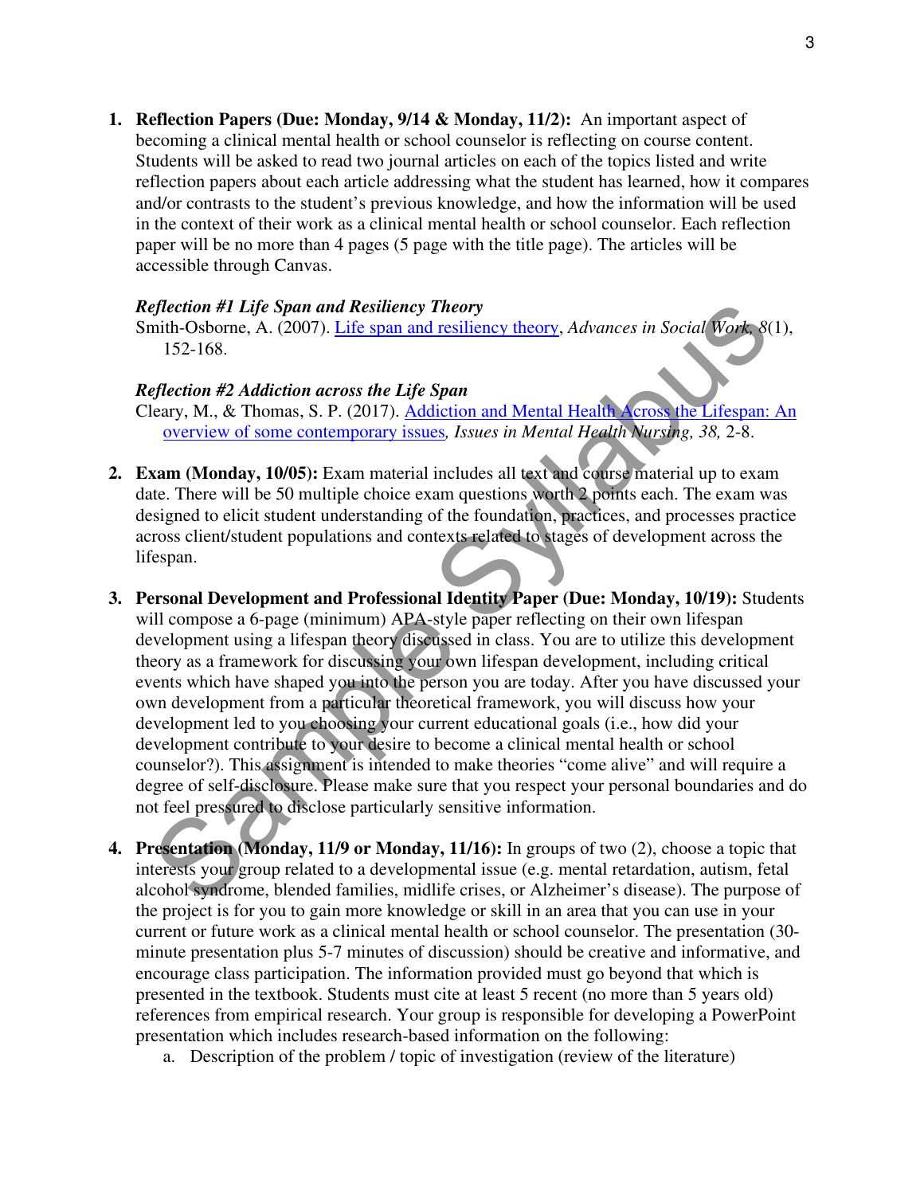1. **Reflection Papers (Due: Monday, 9/14 & Monday, 11/2):** An important aspect of becoming a clinical mental health or school counselor is reflecting on course content. Students will be asked to read two journal articles on each of the topics listed and write reflection papers about each article addressing what the student has learned, how it compares and/or contrasts to the student's previous knowledge, and how the information will be used in the context of their work as a clinical mental health or school counselor. Each reflection paper will be no more than 4 pages (5 page with the title page). The articles will be accessible through Canvas.

   ***Reflection #1 Life Span and Resiliency Theory***
   
   Smith-Osborne, A. (2007). Life span and resiliency theory, *Advances in Social Work, 8*(1), 152-168.

   ***Reflection #2 Addiction across the Life Span***
   
   Cleary, M., & Thomas, S. P. (2017). Addiction and Mental Health Across the Lifespan: An overview of some contemporary issues, *Issues in Mental Health Nursing, 38,* 2-8.

2. **Exam (Monday, 10/05):** Exam material includes all text and course material up to exam date. There will be 50 multiple choice exam questions worth 2 points each. The exam was designed to elicit student understanding of the foundation, practices, and processes practice across client/student populations and contexts related to stages of development across the lifespan.

3. **Personal Development and Professional Identity Paper (Due: Monday, 10/19):** Students will compose a 6-page (minimum) APA-style paper reflecting on their own lifespan development using a lifespan theory discussed in class. You are to utilize this development theory as a framework for discussing your own lifespan development, including critical events which have shaped you into the person you are today. After you have discussed your own development from a particular theoretical framework, you will discuss how your development led to you choosing your current educational goals (i.e., how did your development contribute to your desire to become a clinical mental health or school counselor?). This assignment is intended to make theories "come alive" and will require a degree of self-disclosure. Please make sure that you respect your personal boundaries and do not feel pressured to disclose particularly sensitive information.

4. **Presentation (Monday, 11/9 or Monday, 11/16):** In groups of two (2), choose a topic that interests your group related to a developmental issue (e.g. mental retardation, autism, fetal alcohol syndrome, blended families, midlife crises, or Alzheimer's disease). The purpose of the project is for you to gain more knowledge or skill in an area that you can use in your current or future work as a clinical mental health or school counselor. The presentation (30-minute presentation plus 5-7 minutes of discussion) should be creative and informative, and encourage class participation. The information provided must go beyond that which is presented in the textbook. Students must cite at least 5 recent (no more than 5 years old) references from empirical research. Your group is responsible for developing a PowerPoint presentation which includes research-based information on the following:
   a. Description of the problem / topic of investigation (review of the literature)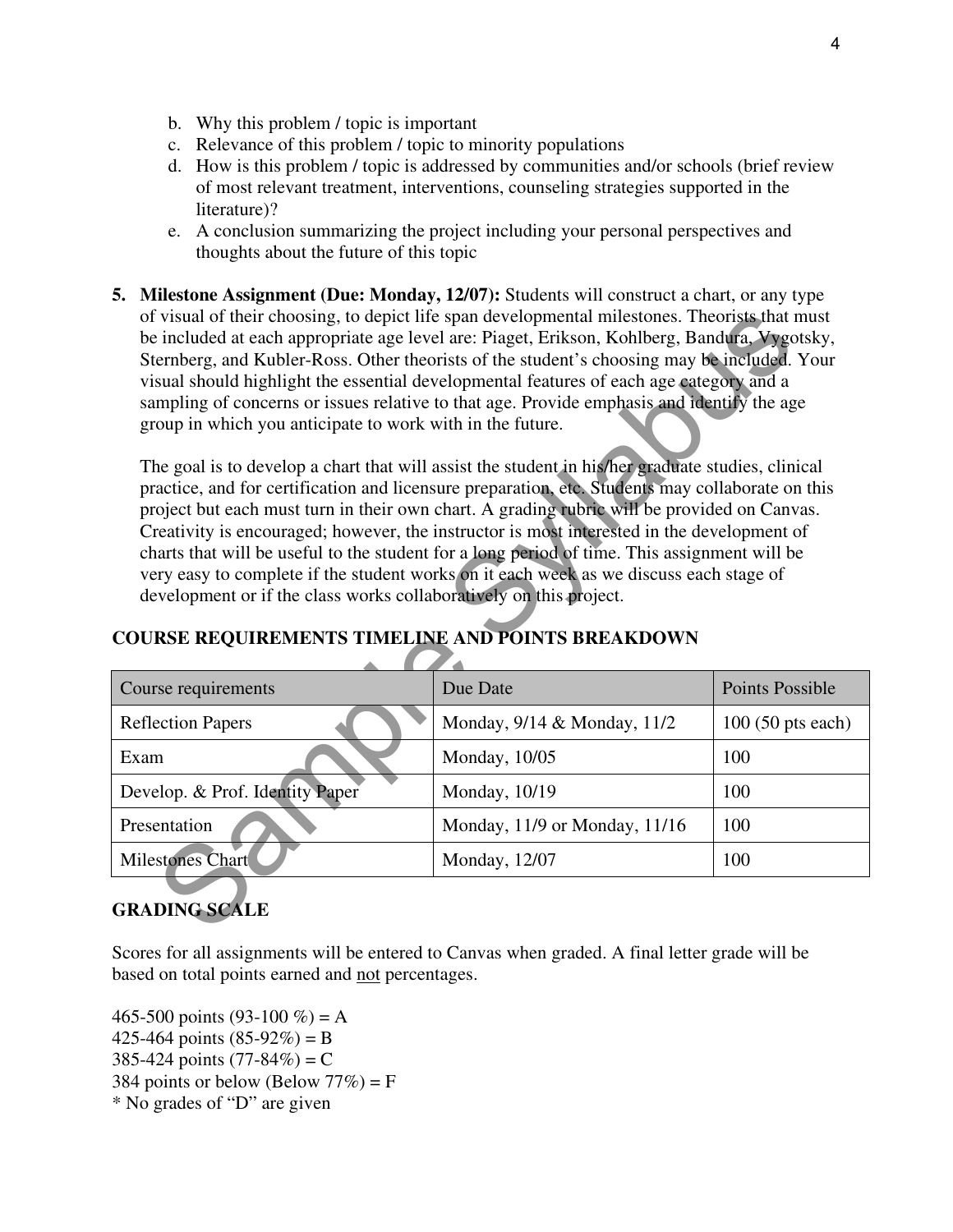b. Why this problem / topic is important
   c. Relevance of this problem / topic to minority populations
   d. How is this problem / topic is addressed by communities and/or schools (brief review of most relevant treatment, interventions, counseling strategies supported in the literature)?
   e. A conclusion summarizing the project including your personal perspectives and thoughts about the future of this topic

5. **Milestone Assignment (Due: Monday, 12/07):** Students will construct a chart, or any type of visual of their choosing, to depict life span developmental milestones. Theorists that must be included at each appropriate age level are: Piaget, Erikson, Kohlberg, Bandura, Vygotsky, Sternberg, and Kubler-Ross. Other theorists of the student's choosing may be included. Your visual should highlight the essential developmental features of each age category and a sampling of concerns or issues relative to that age. Provide emphasis and identify the age group in which you anticipate to work with in the future.

   The goal is to develop a chart that will assist the student in his/her graduate studies, clinical practice, and for certification and licensure preparation, etc. Students may collaborate on this project but each must turn in their own chart. A grading rubric will be provided on Canvas. Creativity is encouraged; however, the instructor is most interested in the development of charts that will be useful to the student for a long period of time. This assignment will be very easy to complete if the student works on it each week as we discuss each stage of development or if the class works collaboratively on this project.

**COURSE REQUIREMENTS TIMELINE AND POINTS BREAKDOWN**

| Course requirements | Due Date | Points Possible |
|---|---|---|
| Reflection Papers | Monday, 9/14 & Monday, 11/2 | 100 (50 pts each) |
| Exam | Monday, 10/05 | 100 |
| Develop. & Prof. Identity Paper | Monday, 10/19 | 100 |
| Presentation | Monday, 11/9 or Monday, 11/16 | 100 |
| Milestones Chart | Monday, 12/07 | 100 |

**GRADING SCALE**

Scores for all assignments will be entered to Canvas when graded. A final letter grade will be based on total points earned and <u>not</u> percentages.

465-500 points (93-100 %) = A
425-464 points (85-92%) = B
385-424 points (77-84%) = C
384 points or below (Below 77%) = F
* No grades of "D" are given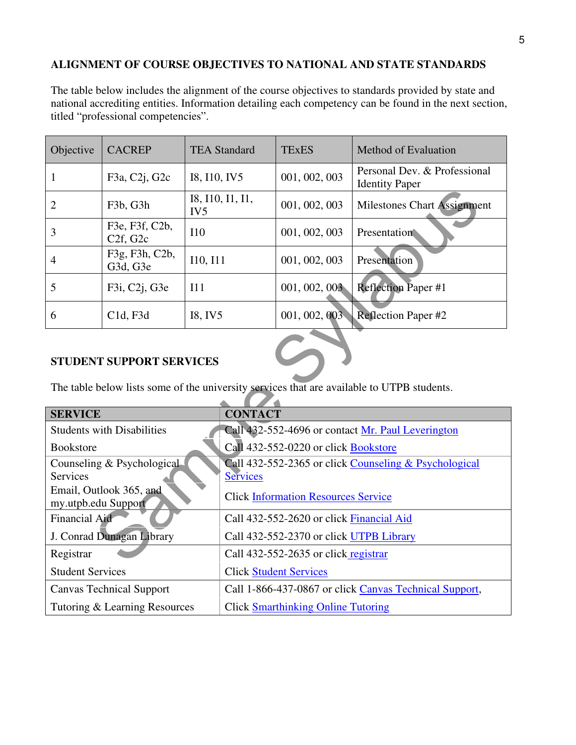## ALIGNMENT OF COURSE OBJECTIVES TO NATIONAL AND STATE STANDARDS

The table below includes the alignment of the course objectives to standards provided by state and national accrediting entities. Information detailing each competency can be found in the next section, titled "professional competencies".

| Objective | CACREP | TEA Standard | TExES | Method of Evaluation |
|---|---|---|---|---|
| 1 | F3a, C2j, G2c | I8, I10, IV5 | 001, 002, 003 | Personal Dev. & Professional Identity Paper |
| 2 | F3b, G3h | I8, I10, I1, I1, IV5 | 001, 002, 003 | Milestones Chart Assignment |
| 3 | F3e, F3f, C2b, C2f, G2c | I10 | 001, 002, 003 | Presentation |
| 4 | F3g, F3h, C2b, G3d, G3e | I10, I11 | 001, 002, 003 | Presentation |
| 5 | F3i, C2j, G3e | I11 | 001, 002, 003 | Reflection Paper #1 |
| 6 | C1d, F3d | I8, IV5 | 001, 002, 003 | Reflection Paper #2 |

## STUDENT SUPPORT SERVICES

The table below lists some of the university services that are available to UTPB students.

| SERVICE | CONTACT |
|---|---|
| Students with Disabilities | Call 432-552-4696 or contact Mr. Paul Leverington |
| Bookstore | Call 432-552-0220 or click Bookstore |
| Counseling & Psychological Services | Call 432-552-2365 or click Counseling & Psychological Services |
| Email, Outlook 365, and my.utpb.edu Support | Click Information Resources Service |
| Financial Aid | Call 432-552-2620 or click Financial Aid |
| J. Conrad Dunagan Library | Call 432-552-2370 or click UTPB Library |
| Registrar | Call 432-552-2635 or click registrar |
| Student Services | Click Student Services |
| Canvas Technical Support | Call 1-866-437-0867 or click Canvas Technical Support, |
| Tutoring & Learning Resources | Click Smarthinking Online Tutoring |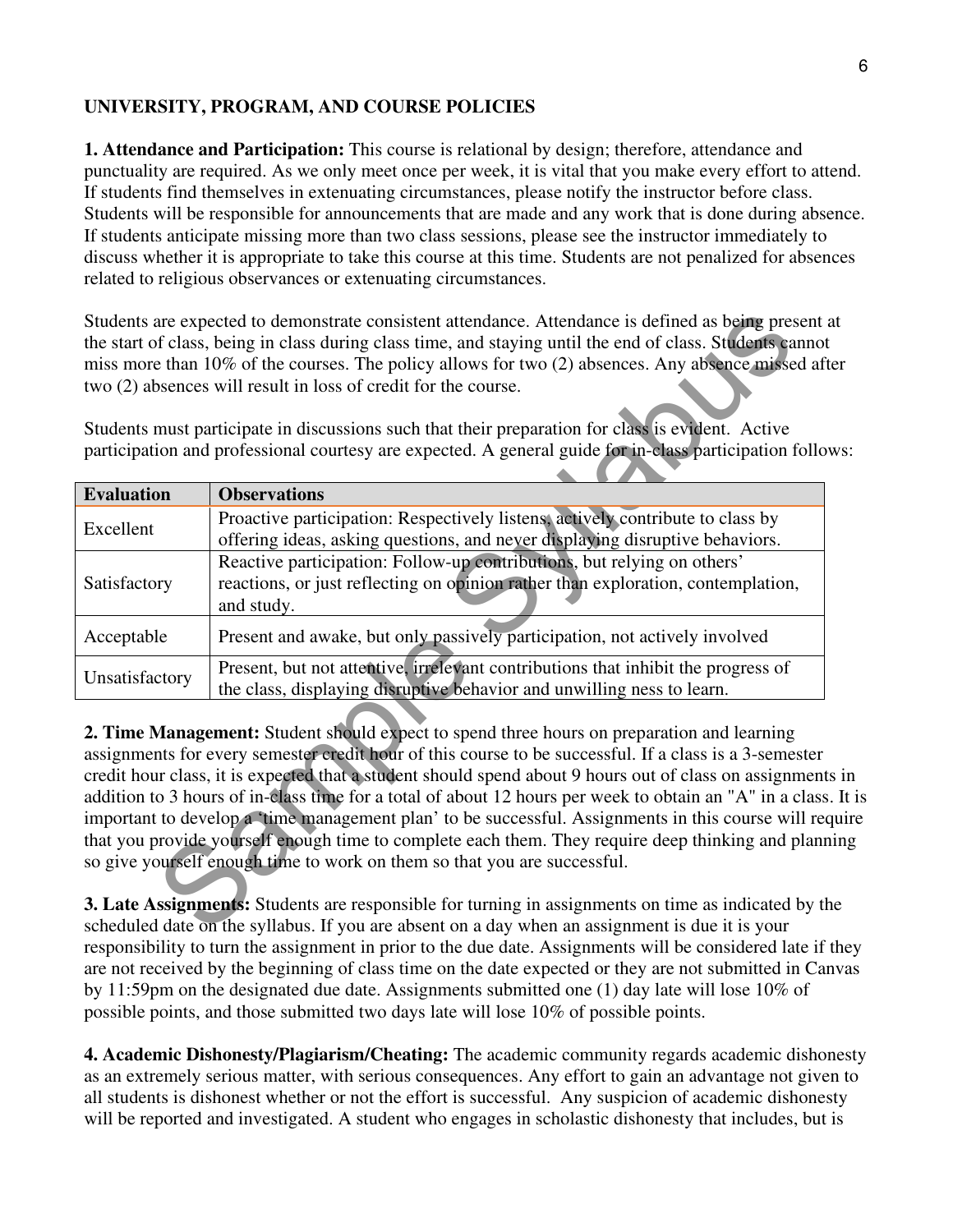## UNIVERSITY, PROGRAM, AND COURSE POLICIES

**1. Attendance and Participation:** This course is relational by design; therefore, attendance and punctuality are required. As we only meet once per week, it is vital that you make every effort to attend. If students find themselves in extenuating circumstances, please notify the instructor before class. Students will be responsible for announcements that are made and any work that is done during absence. If students anticipate missing more than two class sessions, please see the instructor immediately to discuss whether it is appropriate to take this course at this time. Students are not penalized for absences related to religious observances or extenuating circumstances.

Students are expected to demonstrate consistent attendance. Attendance is defined as being present at the start of class, being in class during class time, and staying until the end of class. Students cannot miss more than 10% of the courses. The policy allows for two (2) absences. Any absence missed after two (2) absences will result in loss of credit for the course.

Students must participate in discussions such that their preparation for class is evident. Active participation and professional courtesy are expected. A general guide for in-class participation follows:

| Evaluation | Observations |
|---|---|
| Excellent | Proactive participation: Respectively listens, actively contribute to class by offering ideas, asking questions, and never displaying disruptive behaviors. |
| Satisfactory | Reactive participation: Follow-up contributions, but relying on others' reactions, or just reflecting on opinion rather than exploration, contemplation, and study. |
| Acceptable | Present and awake, but only passively participation, not actively involved |
| Unsatisfactory | Present, but not attentive, irrelevant contributions that inhibit the progress of the class, displaying disruptive behavior and unwilling ness to learn. |

**2. Time Management:** Student should expect to spend three hours on preparation and learning assignments for every semester credit hour of this course to be successful. If a class is a 3-semester credit hour class, it is expected that a student should spend about 9 hours out of class on assignments in addition to 3 hours of in-class time for a total of about 12 hours per week to obtain an "A" in a class. It is important to develop a 'time management plan' to be successful. Assignments in this course will require that you provide yourself enough time to complete each them. They require deep thinking and planning so give yourself enough time to work on them so that you are successful.

**3. Late Assignments:** Students are responsible for turning in assignments on time as indicated by the scheduled date on the syllabus. If you are absent on a day when an assignment is due it is your responsibility to turn the assignment in prior to the due date. Assignments will be considered late if they are not received by the beginning of class time on the date expected or they are not submitted in Canvas by 11:59pm on the designated due date. Assignments submitted one (1) day late will lose 10% of possible points, and those submitted two days late will lose 10% of possible points.

**4. Academic Dishonesty/Plagiarism/Cheating:** The academic community regards academic dishonesty as an extremely serious matter, with serious consequences. Any effort to gain an advantage not given to all students is dishonest whether or not the effort is successful. Any suspicion of academic dishonesty will be reported and investigated. A student who engages in scholastic dishonesty that includes, but is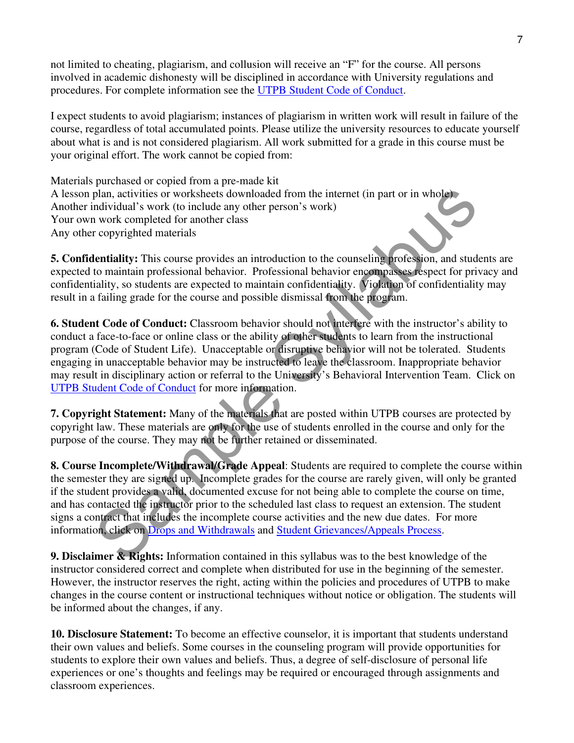not limited to cheating, plagiarism, and collusion will receive an "F" for the course. All persons involved in academic dishonesty will be disciplined in accordance with University regulations and procedures. For complete information see the UTPB Student Code of Conduct.

I expect students to avoid plagiarism; instances of plagiarism in written work will result in failure of the course, regardless of total accumulated points. Please utilize the university resources to educate yourself about what is and is not considered plagiarism. All work submitted for a grade in this course must be your original effort. The work cannot be copied from:

Materials purchased or copied from a pre-made kit
A lesson plan, activities or worksheets downloaded from the internet (in part or in whole)
Another individual's work (to include any other person's work)
Your own work completed for another class
Any other copyrighted materials

**5. Confidentiality:** This course provides an introduction to the counseling profession, and students are expected to maintain professional behavior. Professional behavior encompasses respect for privacy and confidentiality, so students are expected to maintain confidentiality. Violation of confidentiality may result in a failing grade for the course and possible dismissal from the program.

**6. Student Code of Conduct:** Classroom behavior should not interfere with the instructor's ability to conduct a face-to-face or online class or the ability of other students to learn from the instructional program (Code of Student Life). Unacceptable or disruptive behavior will not be tolerated. Students engaging in unacceptable behavior may be instructed to leave the classroom. Inappropriate behavior may result in disciplinary action or referral to the University's Behavioral Intervention Team. Click on UTPB Student Code of Conduct for more information.

**7. Copyright Statement:** Many of the materials that are posted within UTPB courses are protected by copyright law. These materials are only for the use of students enrolled in the course and only for the purpose of the course. They may not be further retained or disseminated.

**8. Course Incomplete/Withdrawal/Grade Appeal**: Students are required to complete the course within the semester they are signed up. Incomplete grades for the course are rarely given, will only be granted if the student provides a valid, documented excuse for not being able to complete the course on time, and has contacted the instructor prior to the scheduled last class to request an extension. The student signs a contract that includes the incomplete course activities and the new due dates. For more information, click on Drops and Withdrawals and Student Grievances/Appeals Process.

**9. Disclaimer & Rights:** Information contained in this syllabus was to the best knowledge of the instructor considered correct and complete when distributed for use in the beginning of the semester. However, the instructor reserves the right, acting within the policies and procedures of UTPB to make changes in the course content or instructional techniques without notice or obligation. The students will be informed about the changes, if any.

**10. Disclosure Statement:** To become an effective counselor, it is important that students understand their own values and beliefs. Some courses in the counseling program will provide opportunities for students to explore their own values and beliefs. Thus, a degree of self-disclosure of personal life experiences or one's thoughts and feelings may be required or encouraged through assignments and classroom experiences.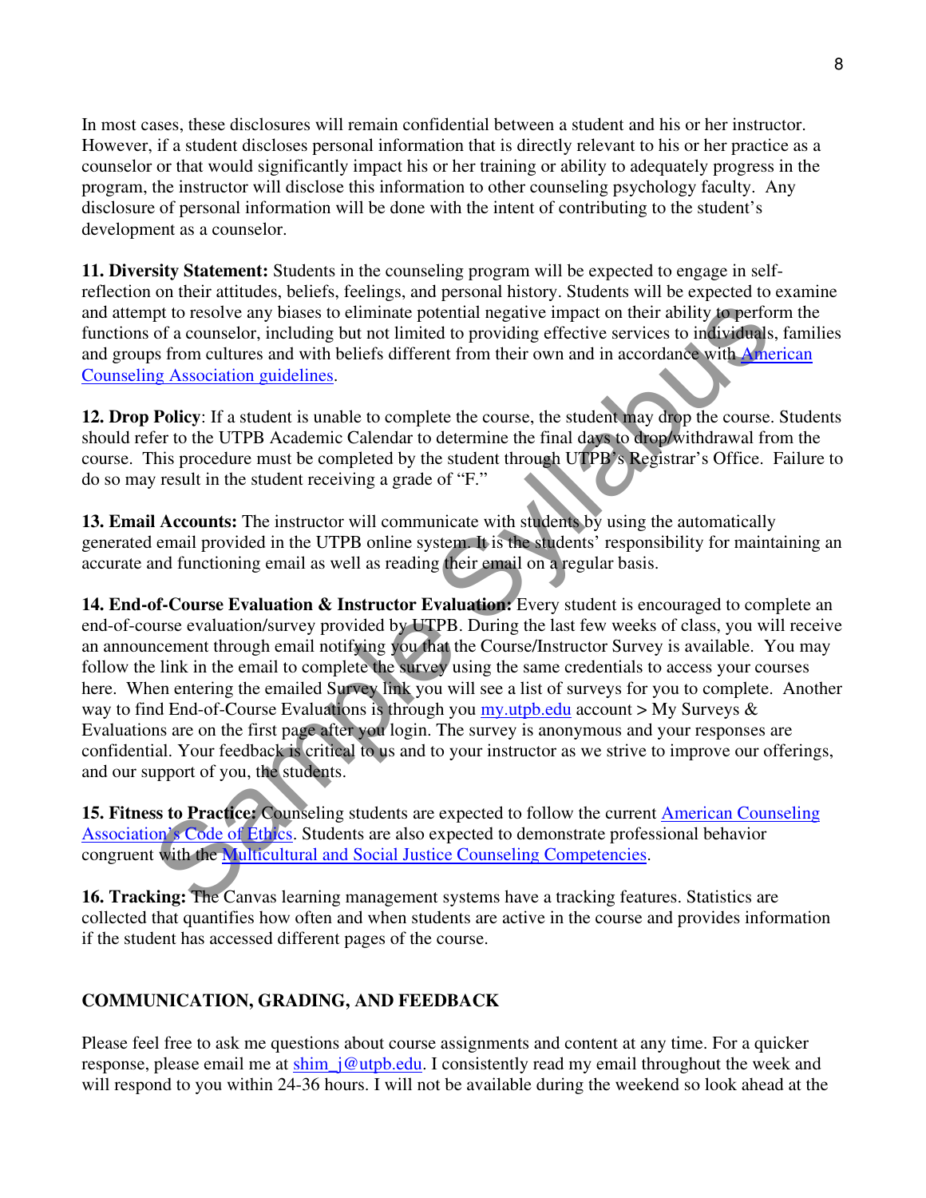In most cases, these disclosures will remain confidential between a student and his or her instructor. However, if a student discloses personal information that is directly relevant to his or her practice as a counselor or that would significantly impact his or her training or ability to adequately progress in the program, the instructor will disclose this information to other counseling psychology faculty. Any disclosure of personal information will be done with the intent of contributing to the student's development as a counselor.

**11. Diversity Statement:** Students in the counseling program will be expected to engage in self-reflection on their attitudes, beliefs, feelings, and personal history. Students will be expected to examine and attempt to resolve any biases to eliminate potential negative impact on their ability to perform the functions of a counselor, including but not limited to providing effective services to individuals, families and groups from cultures and with beliefs different from their own and in accordance with American Counseling Association guidelines.

**12. Drop Policy**: If a student is unable to complete the course, the student may drop the course. Students should refer to the UTPB Academic Calendar to determine the final days to drop/withdrawal from the course. This procedure must be completed by the student through UTPB's Registrar's Office. Failure to do so may result in the student receiving a grade of "F."

**13. Email Accounts:** The instructor will communicate with students by using the automatically generated email provided in the UTPB online system. It is the students' responsibility for maintaining an accurate and functioning email as well as reading their email on a regular basis.

**14. End-of-Course Evaluation & Instructor Evaluation:** Every student is encouraged to complete an end-of-course evaluation/survey provided by UTPB. During the last few weeks of class, you will receive an announcement through email notifying you that the Course/Instructor Survey is available. You may follow the link in the email to complete the survey using the same credentials to access your courses here. When entering the emailed Survey link you will see a list of surveys for you to complete. Another way to find End-of-Course Evaluations is through you my.utpb.edu account > My Surveys & Evaluations are on the first page after you login. The survey is anonymous and your responses are confidential. Your feedback is critical to us and to your instructor as we strive to improve our offerings, and our support of you, the students.

**15. Fitness to Practice:** Counseling students are expected to follow the current American Counseling Association's Code of Ethics. Students are also expected to demonstrate professional behavior congruent with the Multicultural and Social Justice Counseling Competencies.

**16. Tracking:** The Canvas learning management systems have a tracking features. Statistics are collected that quantifies how often and when students are active in the course and provides information if the student has accessed different pages of the course.

## COMMUNICATION, GRADING, AND FEEDBACK

Please feel free to ask me questions about course assignments and content at any time. For a quicker response, please email me at shim_j@utpb.edu. I consistently read my email throughout the week and will respond to you within 24-36 hours. I will not be available during the weekend so look ahead at the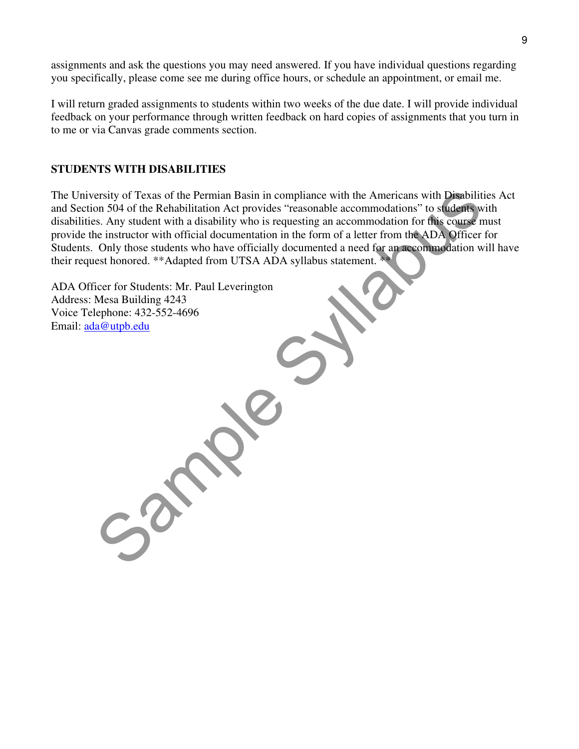assignments and ask the questions you may need answered. If you have individual questions regarding you specifically, please come see me during office hours, or schedule an appointment, or email me.

I will return graded assignments to students within two weeks of the due date. I will provide individual feedback on your performance through written feedback on hard copies of assignments that you turn in to me or via Canvas grade comments section.

## STUDENTS WITH DISABILITIES

The University of Texas of the Permian Basin in compliance with the Americans with Disabilities Act and Section 504 of the Rehabilitation Act provides "reasonable accommodations" to students with disabilities. Any student with a disability who is requesting an accommodation for this course must provide the instructor with official documentation in the form of a letter from the ADA Officer for Students. Only those students who have officially documented a need for an accommodation will have their request honored. **Adapted from UTSA ADA syllabus statement. **

ADA Officer for Students: Mr. Paul Leverington
Address: Mesa Building 4243
Voice Telephone: 432-552-4696
Email: ada@utpb.edu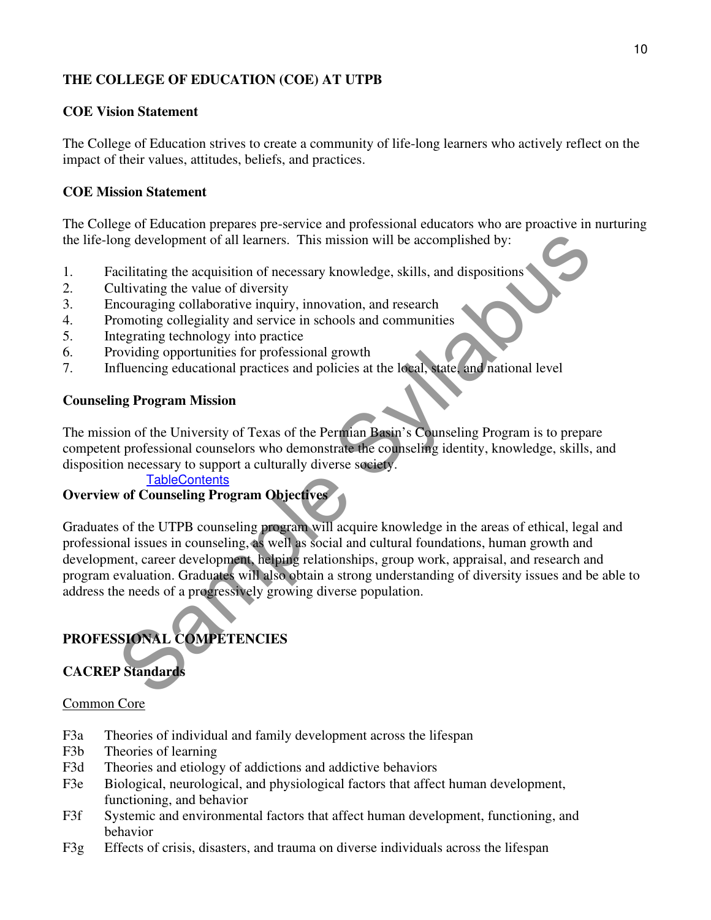## THE COLLEGE OF EDUCATION (COE) AT UTPB

### COE Vision Statement

The College of Education strives to create a community of life-long learners who actively reflect on the impact of their values, attitudes, beliefs, and practices.

### COE Mission Statement

The College of Education prepares pre-service and professional educators who are proactive in nurturing the life-long development of all learners. This mission will be accomplished by:

1. Facilitating the acquisition of necessary knowledge, skills, and dispositions
2. Cultivating the value of diversity
3. Encouraging collaborative inquiry, innovation, and research
4. Promoting collegiality and service in schools and communities
5. Integrating technology into practice
6. Providing opportunities for professional growth
7. Influencing educational practices and policies at the local, state, and national level

### Counseling Program Mission

The mission of the University of Texas of the Permian Basin's Counseling Program is to prepare competent professional counselors who demonstrate the counseling identity, knowledge, skills, and disposition necessary to support a culturally diverse society.

TableContents

### Overview of Counseling Program Objectives

Graduates of the UTPB counseling program will acquire knowledge in the areas of ethical, legal and professional issues in counseling, as well as social and cultural foundations, human growth and development, career development, helping relationships, group work, appraisal, and research and program evaluation. Graduates will also obtain a strong understanding of diversity issues and be able to address the needs of a progressively growing diverse population.

## PROFESSIONAL COMPETENCIES

### CACREP Standards

Common Core

- F3a Theories of individual and family development across the lifespan
- F3b Theories of learning
- F3d Theories and etiology of addictions and addictive behaviors
- F3e Biological, neurological, and physiological factors that affect human development, functioning, and behavior
- F3f Systemic and environmental factors that affect human development, functioning, and behavior
- F3g Effects of crisis, disasters, and trauma on diverse individuals across the lifespan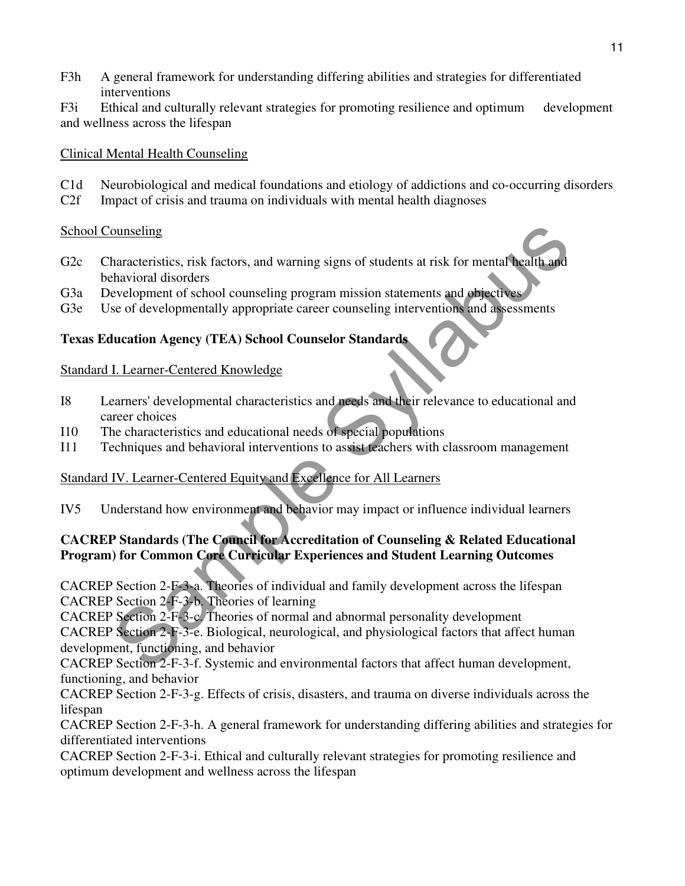F3h A general framework for understanding differing abilities and strategies for differentiated interventions

F3i Ethical and culturally relevant strategies for promoting resilience and optimum development and wellness across the lifespan

Clinical Mental Health Counseling

C1d Neurobiological and medical foundations and etiology of addictions and co-occurring disorders

C2f Impact of crisis and trauma on individuals with mental health diagnoses

School Counseling

G2c Characteristics, risk factors, and warning signs of students at risk for mental health and behavioral disorders

G3a Development of school counseling program mission statements and objectives

G3e Use of developmentally appropriate career counseling interventions and assessments

**Texas Education Agency (TEA) School Counselor Standards**

Standard I. Learner-Centered Knowledge

I8 Learners' developmental characteristics and needs and their relevance to educational and career choices

I10 The characteristics and educational needs of special populations

I11 Techniques and behavioral interventions to assist teachers with classroom management

Standard IV. Learner-Centered Equity and Excellence for All Learners

IV5 Understand how environment and behavior may impact or influence individual learners

**CACREP Standards (The Council for Accreditation of Counseling & Related Educational Program) for Common Core Curricular Experiences and Student Learning Outcomes**

CACREP Section 2-F-3-a. Theories of individual and family development across the lifespan
CACREP Section 2-F-3-b. Theories of learning
CACREP Section 2-F-3-c. Theories of normal and abnormal personality development
CACREP Section 2-F-3-e. Biological, neurological, and physiological factors that affect human development, functioning, and behavior
CACREP Section 2-F-3-f. Systemic and environmental factors that affect human development, functioning, and behavior
CACREP Section 2-F-3-g. Effects of crisis, disasters, and trauma on diverse individuals across the lifespan
CACREP Section 2-F-3-h. A general framework for understanding differing abilities and strategies for differentiated interventions
CACREP Section 2-F-3-i. Ethical and culturally relevant strategies for promoting resilience and optimum development and wellness across the lifespan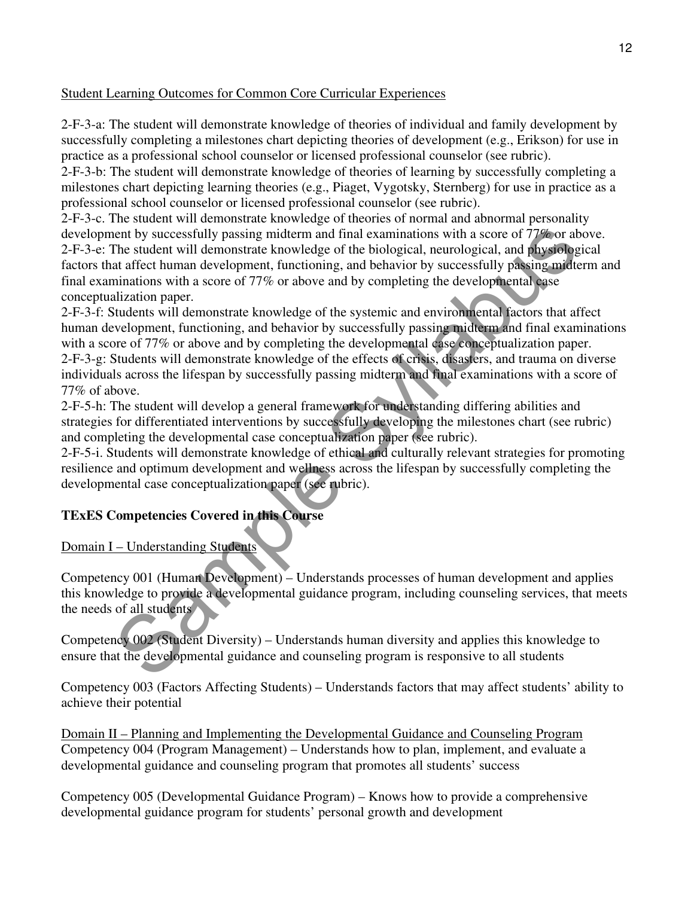<u>Student Learning Outcomes for Common Core Curricular Experiences</u>

2-F-3-a: The student will demonstrate knowledge of theories of individual and family development by successfully completing a milestones chart depicting theories of development (e.g., Erikson) for use in practice as a professional school counselor or licensed professional counselor (see rubric).
2-F-3-b: The student will demonstrate knowledge of theories of learning by successfully completing a milestones chart depicting learning theories (e.g., Piaget, Vygotsky, Sternberg) for use in practice as a professional school counselor or licensed professional counselor (see rubric).
2-F-3-c. The student will demonstrate knowledge of theories of normal and abnormal personality development by successfully passing midterm and final examinations with a score of 77% or above.
2-F-3-e: The student will demonstrate knowledge of the biological, neurological, and physiological factors that affect human development, functioning, and behavior by successfully passing midterm and final examinations with a score of 77% or above and by completing the developmental case conceptualization paper.
2-F-3-f: Students will demonstrate knowledge of the systemic and environmental factors that affect human development, functioning, and behavior by successfully passing midterm and final examinations with a score of 77% or above and by completing the developmental case conceptualization paper.
2-F-3-g: Students will demonstrate knowledge of the effects of crisis, disasters, and trauma on diverse individuals across the lifespan by successfully passing midterm and final examinations with a score of 77% of above.
2-F-5-h: The student will develop a general framework for understanding differing abilities and strategies for differentiated interventions by successfully developing the milestones chart (see rubric) and completing the developmental case conceptualization paper (see rubric).
2-F-5-i. Students will demonstrate knowledge of ethical and culturally relevant strategies for promoting resilience and optimum development and wellness across the lifespan by successfully completing the developmental case conceptualization paper (see rubric).

**TExES Competencies Covered in this Course**

<u>Domain I – Understanding Students</u>

Competency 001 (Human Development) – Understands processes of human development and applies this knowledge to provide a developmental guidance program, including counseling services, that meets the needs of all students

Competency 002 (Student Diversity) – Understands human diversity and applies this knowledge to ensure that the developmental guidance and counseling program is responsive to all students

Competency 003 (Factors Affecting Students) – Understands factors that may affect students' ability to achieve their potential

<u>Domain II – Planning and Implementing the Developmental Guidance and Counseling Program</u>
Competency 004 (Program Management) – Understands how to plan, implement, and evaluate a developmental guidance and counseling program that promotes all students' success

Competency 005 (Developmental Guidance Program) – Knows how to provide a comprehensive developmental guidance program for students' personal growth and development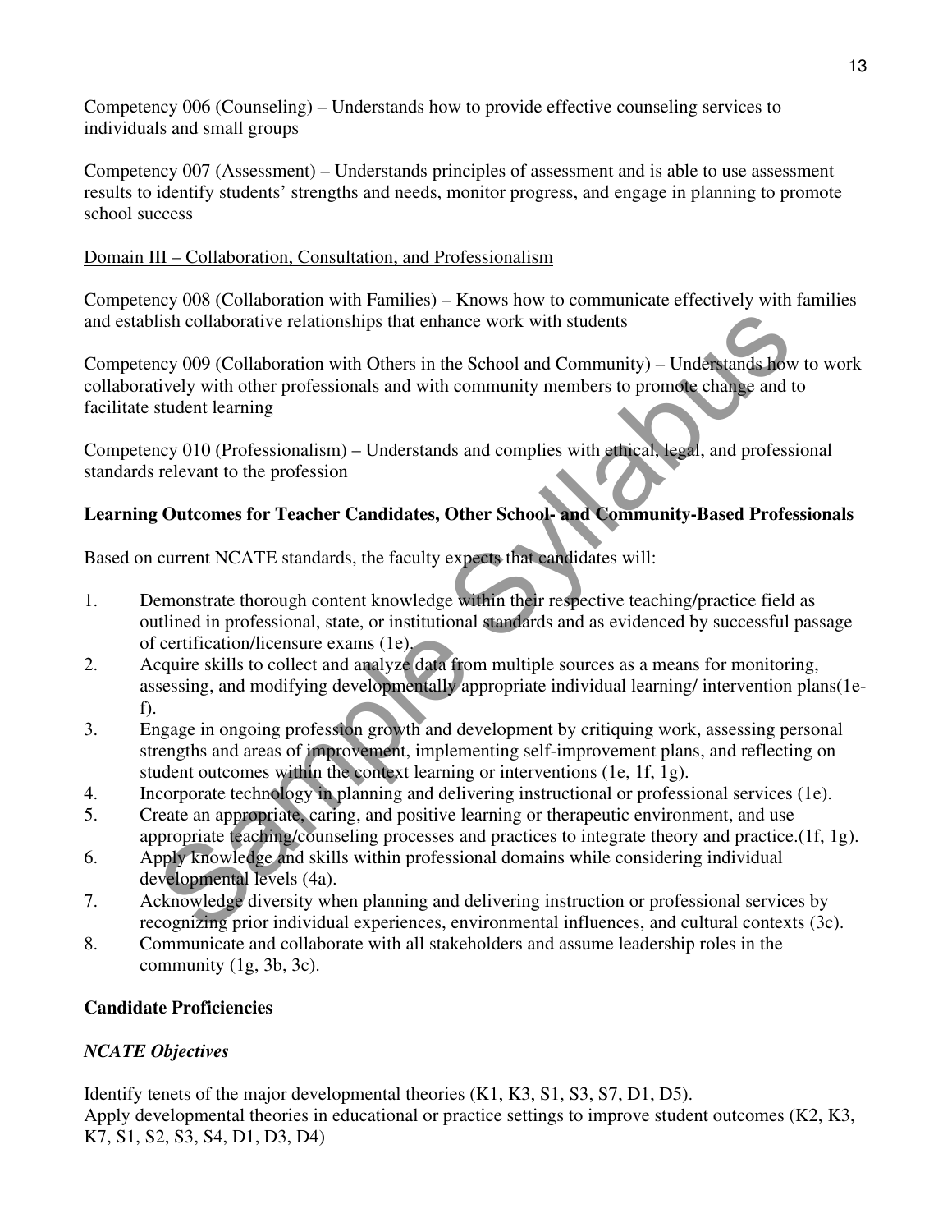Competency 006 (Counseling) – Understands how to provide effective counseling services to individuals and small groups

Competency 007 (Assessment) – Understands principles of assessment and is able to use assessment results to identify students' strengths and needs, monitor progress, and engage in planning to promote school success

Domain III – Collaboration, Consultation, and Professionalism

Competency 008 (Collaboration with Families) – Knows how to communicate effectively with families and establish collaborative relationships that enhance work with students

Competency 009 (Collaboration with Others in the School and Community) – Understands how to work collaboratively with other professionals and with community members to promote change and to facilitate student learning

Competency 010 (Professionalism) – Understands and complies with ethical, legal, and professional standards relevant to the profession

**Learning Outcomes for Teacher Candidates, Other School- and Community-Based Professionals**

Based on current NCATE standards, the faculty expects that candidates will:

1. Demonstrate thorough content knowledge within their respective teaching/practice field as outlined in professional, state, or institutional standards and as evidenced by successful passage of certification/licensure exams (1e).
2. Acquire skills to collect and analyze data from multiple sources as a means for monitoring, assessing, and modifying developmentally appropriate individual learning/ intervention plans(1e-f).
3. Engage in ongoing profession growth and development by critiquing work, assessing personal strengths and areas of improvement, implementing self-improvement plans, and reflecting on student outcomes within the context learning or interventions (1e, 1f, 1g).
4. Incorporate technology in planning and delivering instructional or professional services (1e).
5. Create an appropriate, caring, and positive learning or therapeutic environment, and use appropriate teaching/counseling processes and practices to integrate theory and practice.(1f, 1g).
6. Apply knowledge and skills within professional domains while considering individual developmental levels (4a).
7. Acknowledge diversity when planning and delivering instruction or professional services by recognizing prior individual experiences, environmental influences, and cultural contexts (3c).
8. Communicate and collaborate with all stakeholders and assume leadership roles in the community (1g, 3b, 3c).

**Candidate Proficiencies**

***NCATE Objectives***

Identify tenets of the major developmental theories (K1, K3, S1, S3, S7, D1, D5).
Apply developmental theories in educational or practice settings to improve student outcomes (K2, K3, K7, S1, S2, S3, S4, D1, D3, D4)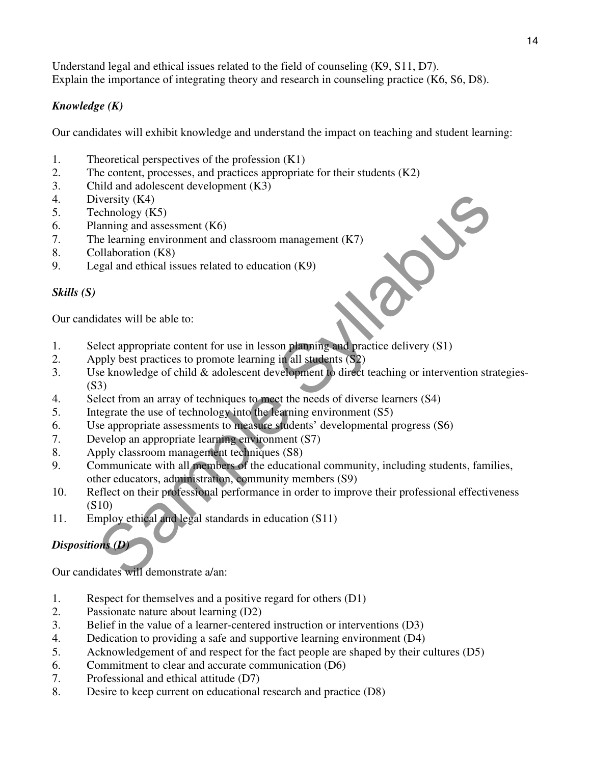Understand legal and ethical issues related to the field of counseling (K9, S11, D7).
Explain the importance of integrating theory and research in counseling practice (K6, S6, D8).

### *Knowledge (K)*

Our candidates will exhibit knowledge and understand the impact on teaching and student learning:

1. Theoretical perspectives of the profession (K1)
2. The content, processes, and practices appropriate for their students (K2)
3. Child and adolescent development (K3)
4. Diversity (K4)
5. Technology (K5)
6. Planning and assessment (K6)
7. The learning environment and classroom management (K7)
8. Collaboration (K8)
9. Legal and ethical issues related to education (K9)

### *Skills (S)*

Our candidates will be able to:

1. Select appropriate content for use in lesson planning and practice delivery (S1)
2. Apply best practices to promote learning in all students (S2)
3. Use knowledge of child & adolescent development to direct teaching or intervention strategies- (S3)
4. Select from an array of techniques to meet the needs of diverse learners (S4)
5. Integrate the use of technology into the learning environment (S5)
6. Use appropriate assessments to measure students' developmental progress (S6)
7. Develop an appropriate learning environment (S7)
8. Apply classroom management techniques (S8)
9. Communicate with all members of the educational community, including students, families, other educators, administration, community members (S9)
10. Reflect on their professional performance in order to improve their professional effectiveness (S10)
11. Employ ethical and legal standards in education (S11)

### *Dispositions (D)*

Our candidates will demonstrate a/an:

1. Respect for themselves and a positive regard for others (D1)
2. Passionate nature about learning (D2)
3. Belief in the value of a learner-centered instruction or interventions (D3)
4. Dedication to providing a safe and supportive learning environment (D4)
5. Acknowledgement of and respect for the fact people are shaped by their cultures (D5)
6. Commitment to clear and accurate communication (D6)
7. Professional and ethical attitude (D7)
8. Desire to keep current on educational research and practice (D8)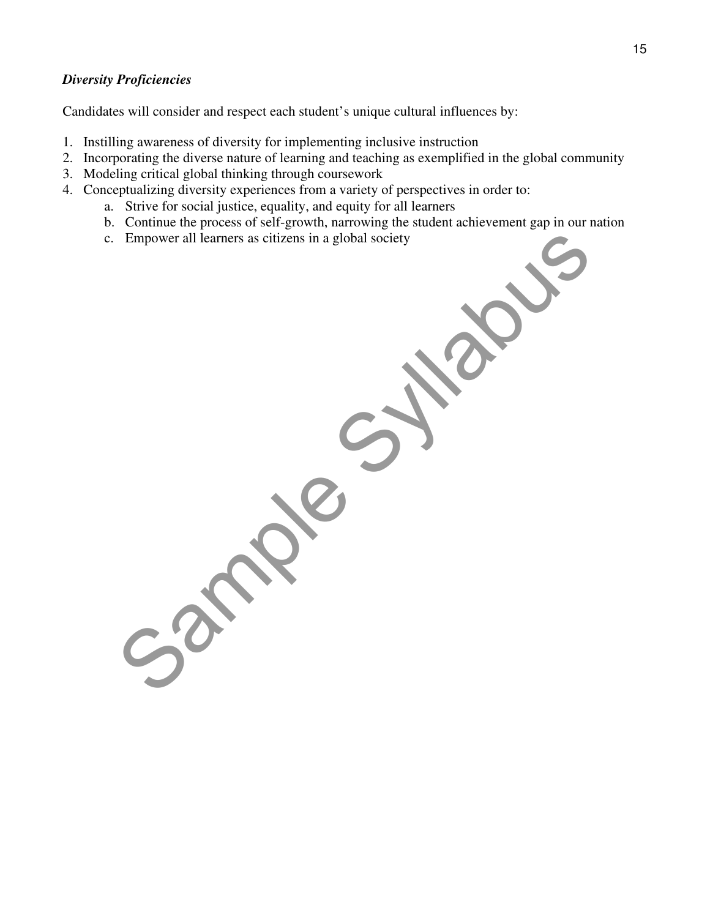***Diversity Proficiencies***

Candidates will consider and respect each student's unique cultural influences by:

1. Instilling awareness of diversity for implementing inclusive instruction
2. Incorporating the diverse nature of learning and teaching as exemplified in the global community
3. Modeling critical global thinking through coursework
4. Conceptualizing diversity experiences from a variety of perspectives in order to:
    a. Strive for social justice, equality, and equity for all learners
    b. Continue the process of self-growth, narrowing the student achievement gap in our nation
    c. Empower all learners as citizens in a global society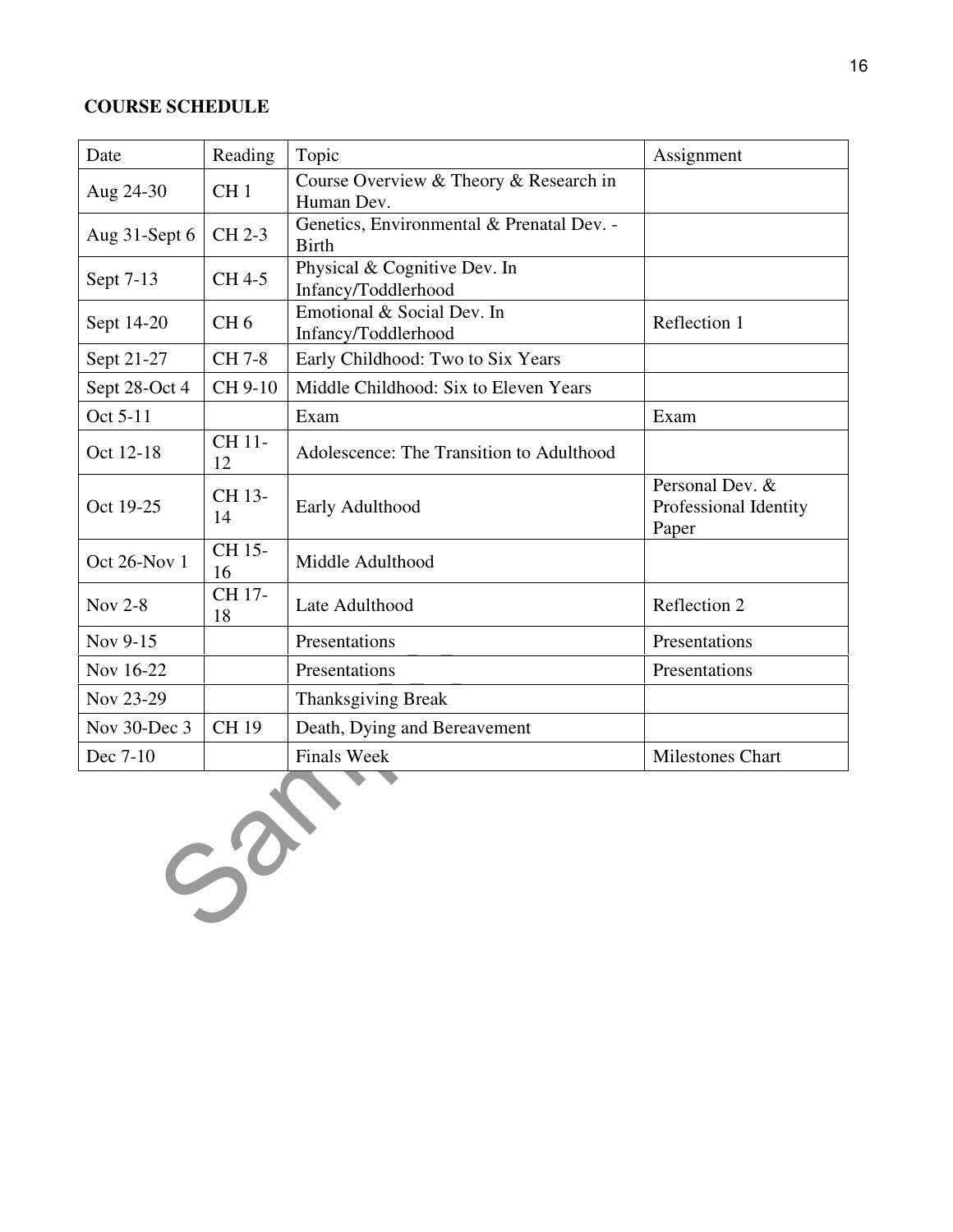**COURSE SCHEDULE**

| Date | Reading | Topic | Assignment |
|---|---|---|---|
| Aug 24-30 | CH 1 | Course Overview & Theory & Research in Human Dev. | |
| Aug 31-Sept 6 | CH 2-3 | Genetics, Environmental & Prenatal Dev. - Birth | |
| Sept 7-13 | CH 4-5 | Physical & Cognitive Dev. In Infancy/Toddlerhood | |
| Sept 14-20 | CH 6 | Emotional & Social Dev. In Infancy/Toddlerhood | Reflection 1 |
| Sept 21-27 | CH 7-8 | Early Childhood: Two to Six Years | |
| Sept 28-Oct 4 | CH 9-10 | Middle Childhood: Six to Eleven Years | |
| Oct 5-11 | | Exam | Exam |
| Oct 12-18 | CH 11-12 | Adolescence: The Transition to Adulthood | |
| Oct 19-25 | CH 13-14 | Early Adulthood | Personal Dev. & Professional Identity Paper |
| Oct 26-Nov 1 | CH 15-16 | Middle Adulthood | |
| Nov 2-8 | CH 17-18 | Late Adulthood | Reflection 2 |
| Nov 9-15 | | Presentations | Presentations |
| Nov 16-22 | | Presentations | Presentations |
| Nov 23-29 | | Thanksgiving Break | |
| Nov 30-Dec 3 | CH 19 | Death, Dying and Bereavement | |
| Dec 7-10 | | Finals Week | Milestones Chart |